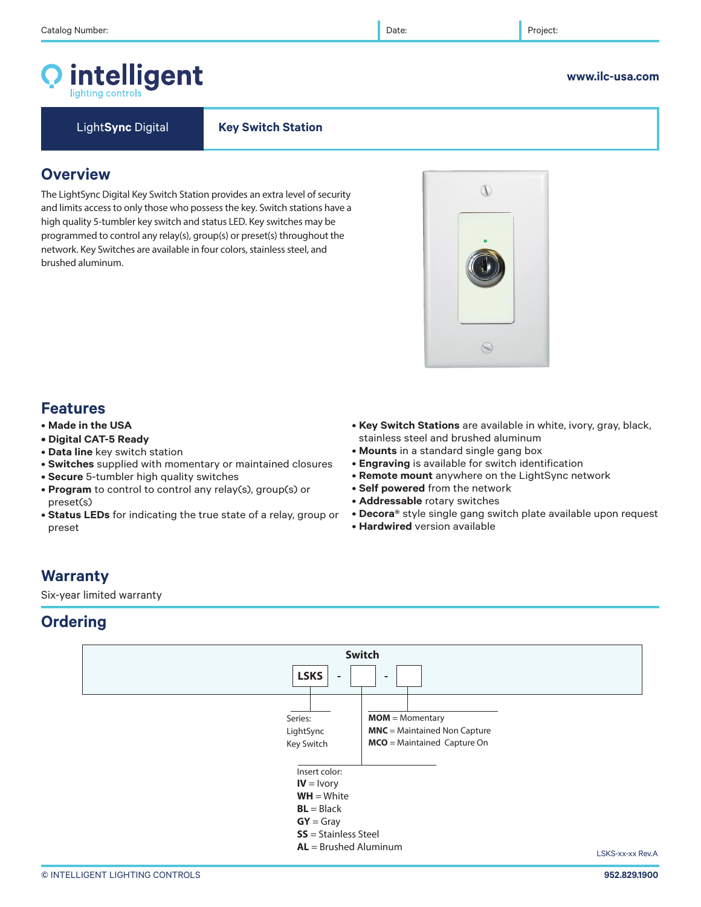Catalog Number: | Date: | Project:

# intelligent
lighting controls

www.ilc-usa.com

**LightSync Digital** | **Key Switch Station**

## Overview

The LightSync Digital Key Switch Station provides an extra level of security and limits access to only those who possess the key. Switch stations have a high quality 5-tumbler key switch and status LED. Key switches may be programmed to control any relay(s), group(s) or preset(s) throughout the network. Key Switches are available in four colors, stainless steel, and brushed aluminum.

## Features

- **Made in the USA**
- **Digital CAT-5 Ready**
- **Data line** key switch station
- **Switches** supplied with momentary or maintained closures
- **Secure** 5-tumbler high quality switches
- **Program** to control to control any relay(s), group(s) or preset(s)
- **Status LEDs** for indicating the true state of a relay, group or preset
- **Key Switch Stations** are available in white, ivory, gray, black, stainless steel and brushed aluminum
- **Mounts** in a standard single gang box
- **Engraving** is available for switch identification
- **Remote mount** anywhere on the LightSync network
- **Self powered** from the network
- **Addressable** rotary switches
- **Decora®** style single gang switch plate available upon request
- **Hardwired** version available

## Warranty

Six-year limited warranty

## Ordering

**Switch**

**LSKS** - ___ - ___

Series:
LightSync Key Switch

Insert color:
- **IV** = Ivory
- **WH** = White
- **BL** = Black
- **GY** = Gray
- **SS** = Stainless Steel
- **AL** = Brushed Aluminum

- **MOM** = Momentary
- **MNC** = Maintained Non Capture
- **MCO** = Maintained Capture On

LSKS-xx-xx Rev.A

© INTELLIGENT LIGHTING CONTROLS 952.829.1900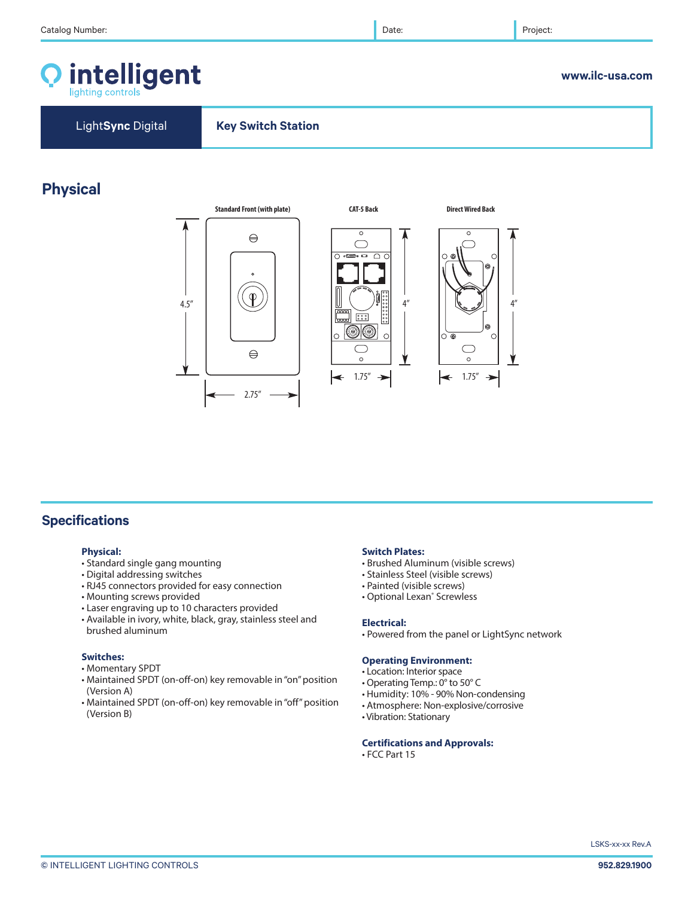Catalog Number: | Date: | Project:

**intelligent** lighting controls

**www.ilc-usa.com**

LightSync Digital | **Key Switch Station**

## Physical

Standard Front (with plate)

4.5″

2.75″

CAT-5 Back

4″

1.75″

Direct Wired Back

4″

1.75″

## Specifications

**Physical:**

- Standard single gang mounting
- Digital addressing switches
- RJ45 connectors provided for easy connection
- Mounting screws provided
- Laser engraving up to 10 characters provided
- Available in ivory, white, black, gray, stainless steel and brushed aluminum

**Switches:**

- Momentary SPDT
- Maintained SPDT (on-off-on) key removable in "on" position (Version A)
- Maintained SPDT (on-off-on) key removable in "off" position (Version B)

**Switch Plates:**

- Brushed Aluminum (visible screws)
- Stainless Steel (visible screws)
- Painted (visible screws)
- Optional Lexan® Screwless

**Electrical:**

- Powered from the panel or LightSync network

**Operating Environment:**

- Location: Interior space
- Operating Temp.: 0° to 50° C
- Humidity: 10% - 90% Non-condensing
- Atmosphere: Non-explosive/corrosive
- Vibration: Stationary

**Certifications and Approvals:**

- FCC Part 15

LSKS-xx-xx Rev.A

© INTELLIGENT LIGHTING CONTROLS

952.829.1900